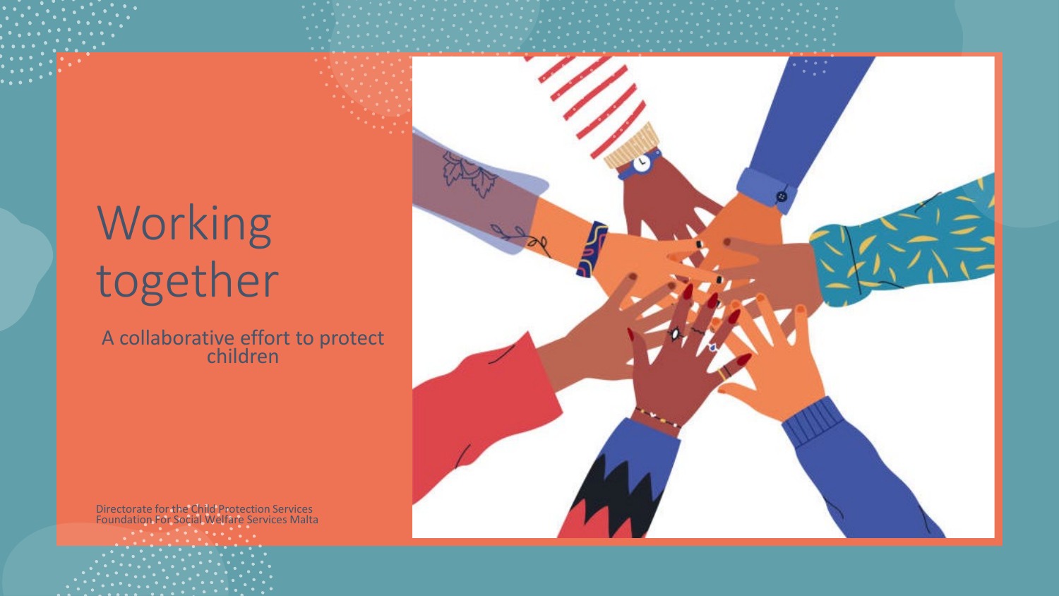# Working together

A collaborative effort to protect children

Directorate for the Child Protection Services
Foundation For Social Welfare Services Malta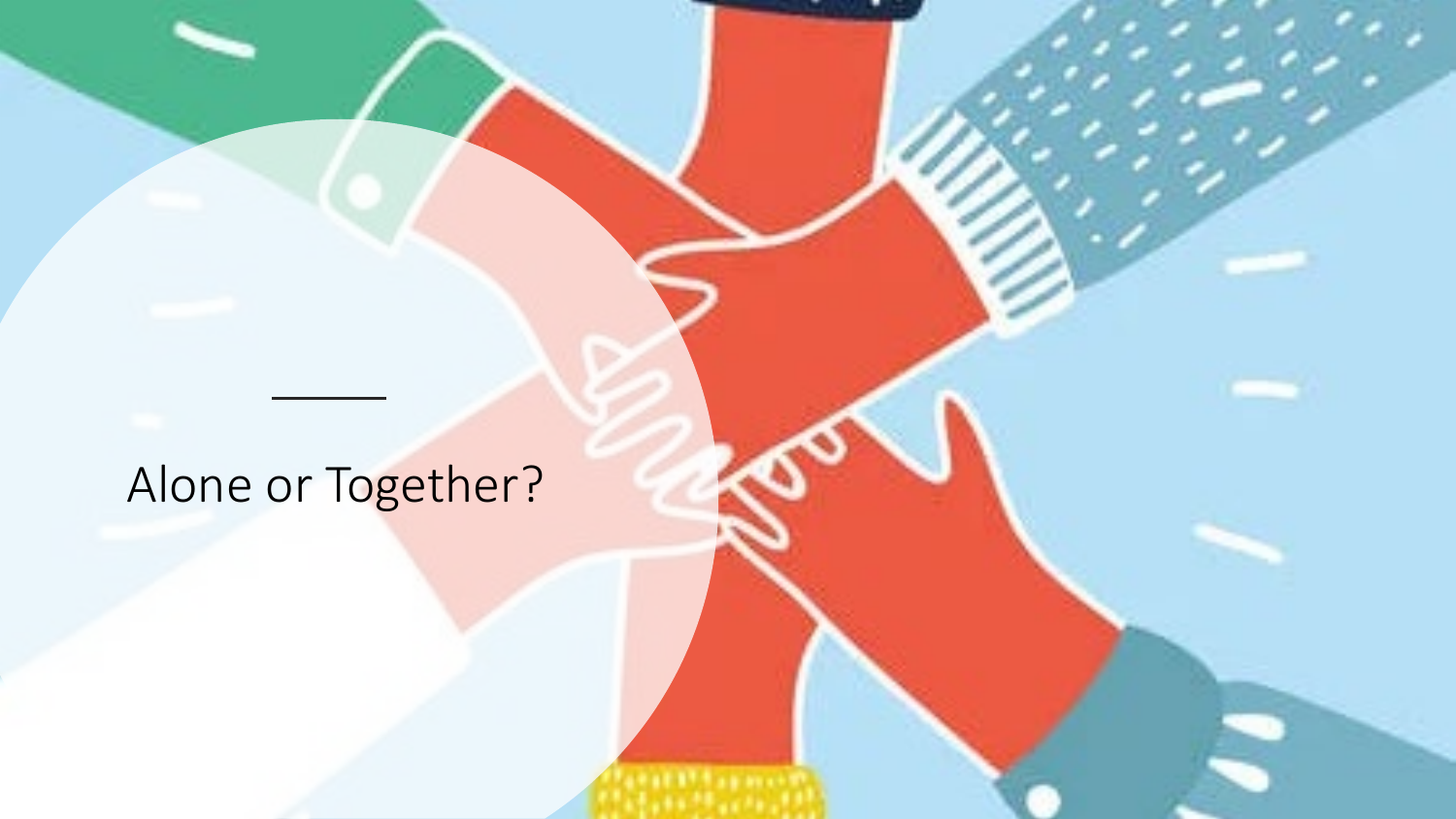# Alone or Together?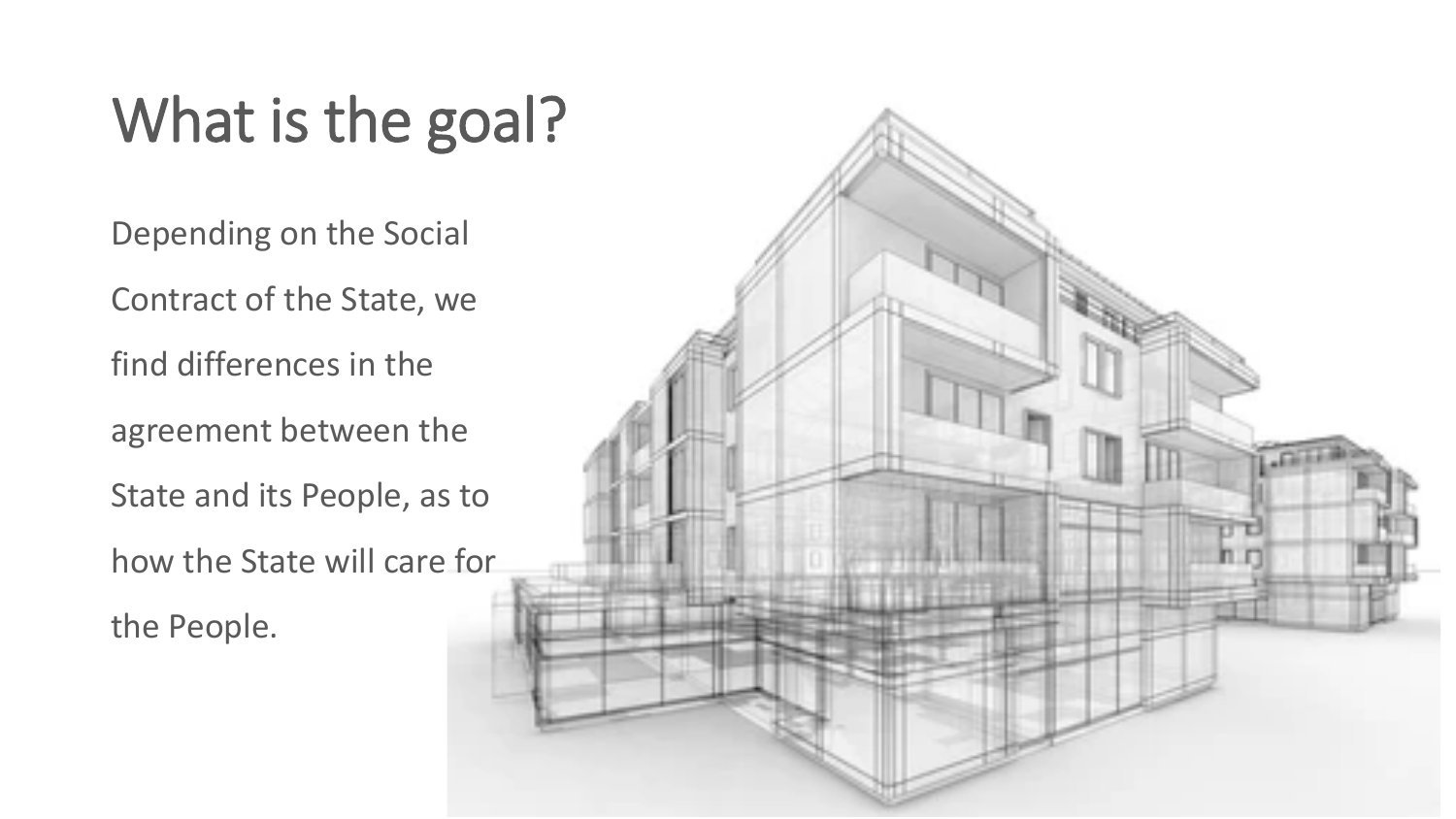# What is the goal?

Depending on the Social Contract of the State, we find differences in the agreement between the State and its People, as to how the State will care for the People.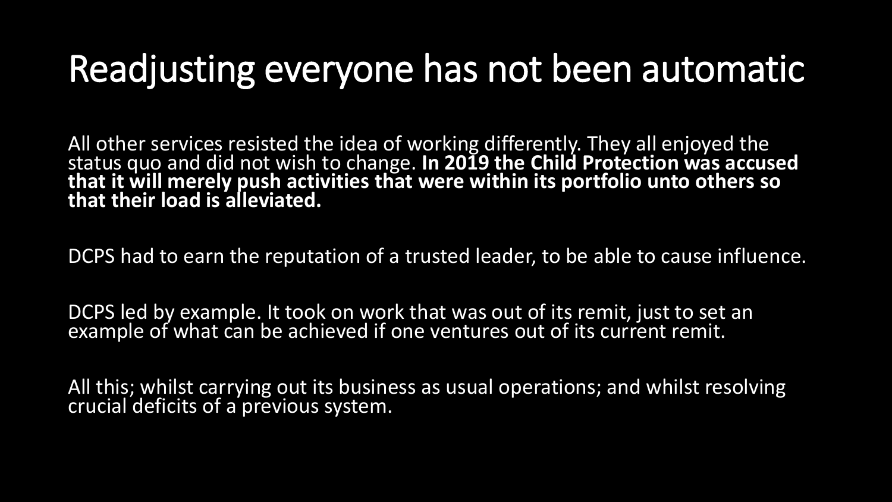# Readjusting everyone has not been automatic

All other services resisted the idea of working differently. They all enjoyed the status quo and did not wish to change. **In 2019 the Child Protection was accused that it will merely push activities that were within its portfolio unto others so that their load is alleviated.**

DCPS had to earn the reputation of a trusted leader, to be able to cause influence.

DCPS led by example. It took on work that was out of its remit, just to set an example of what can be achieved if one ventures out of its current remit.

All this; whilst carrying out its business as usual operations; and whilst resolving crucial deficits of a previous system.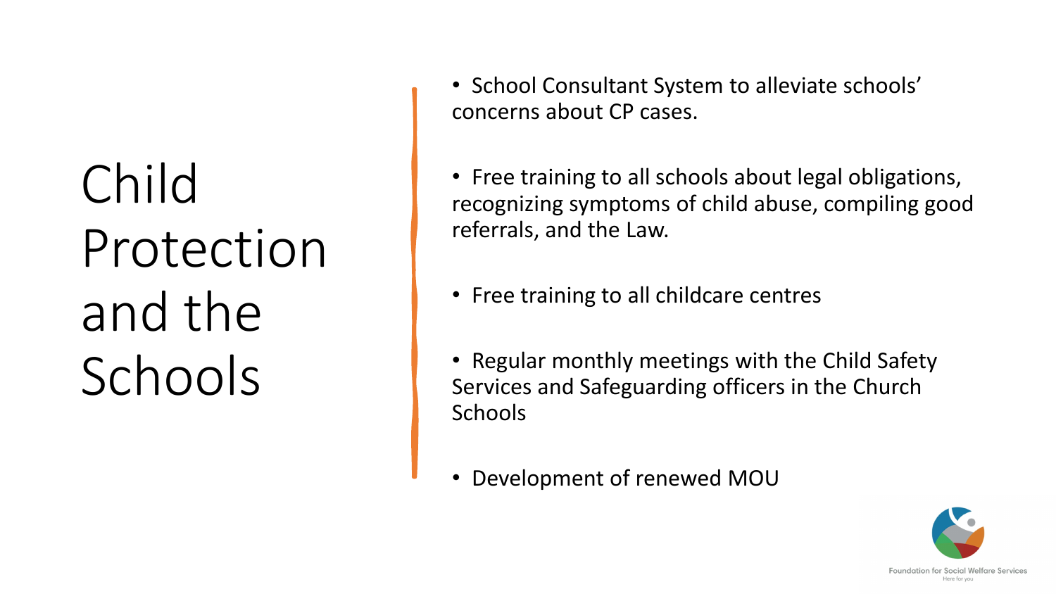# Child Protection and the Schools

- School Consultant System to alleviate schools' concerns about CP cases.
- Free training to all schools about legal obligations, recognizing symptoms of child abuse, compiling good referrals, and the Law.
- Free training to all childcare centres
- Regular monthly meetings with the Child Safety Services and Safeguarding officers in the Church Schools
- Development of renewed MOU

Foundation for Social Welfare Services
Here for you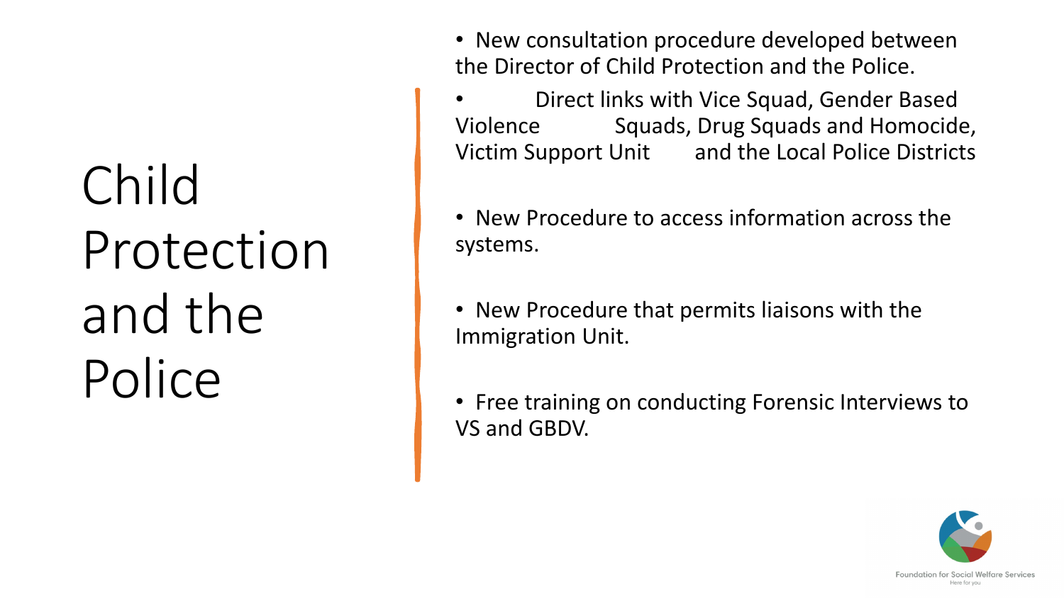# Child Protection and the Police

- New consultation procedure developed between the Director of Child Protection and the Police.
- Direct links with Vice Squad, Gender Based Violence Squads, Drug Squads and Homocide, Victim Support Unit and the Local Police Districts
- New Procedure to access information across the systems.
- New Procedure that permits liaisons with the Immigration Unit.
- Free training on conducting Forensic Interviews to VS and GBDV.

Foundation for Social Welfare Services
Here for you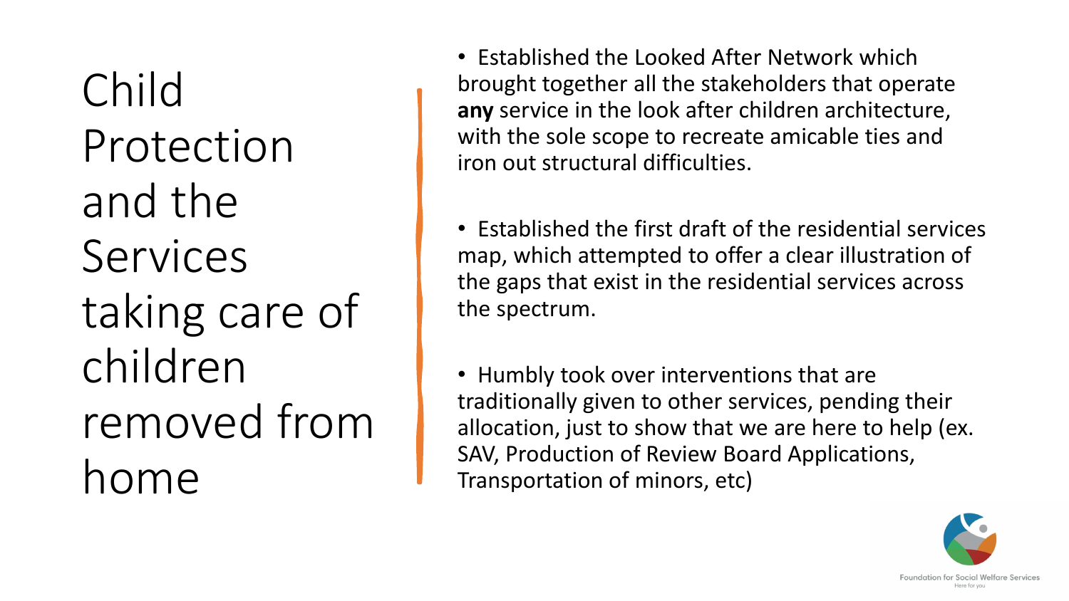# Child Protection and the Services taking care of children removed from home

- Established the Looked After Network which brought together all the stakeholders that operate **any** service in the look after children architecture, with the sole scope to recreate amicable ties and iron out structural difficulties.

- Established the first draft of the residential services map, which attempted to offer a clear illustration of the gaps that exist in the residential services across the spectrum.

- Humbly took over interventions that are traditionally given to other services, pending their allocation, just to show that we are here to help (ex. SAV, Production of Review Board Applications, Transportation of minors, etc)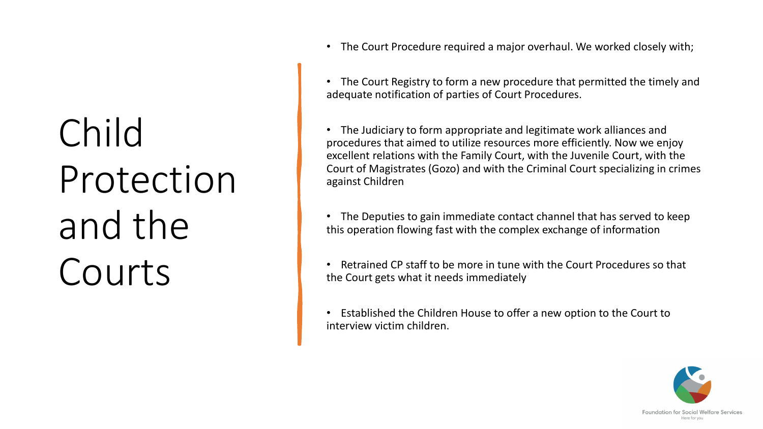# Child Protection and the Courts

- The Court Procedure required a major overhaul. We worked closely with;
- The Court Registry to form a new procedure that permitted the timely and adequate notification of parties of Court Procedures.
- The Judiciary to form appropriate and legitimate work alliances and procedures that aimed to utilize resources more efficiently. Now we enjoy excellent relations with the Family Court, with the Juvenile Court, with the Court of Magistrates (Gozo) and with the Criminal Court specializing in crimes against Children
- The Deputies to gain immediate contact channel that has served to keep this operation flowing fast with the complex exchange of information
- Retrained CP staff to be more in tune with the Court Procedures so that the Court gets what it needs immediately
- Established the Children House to offer a new option to the Court to interview victim children.

Foundation for Social Welfare Services
Here for you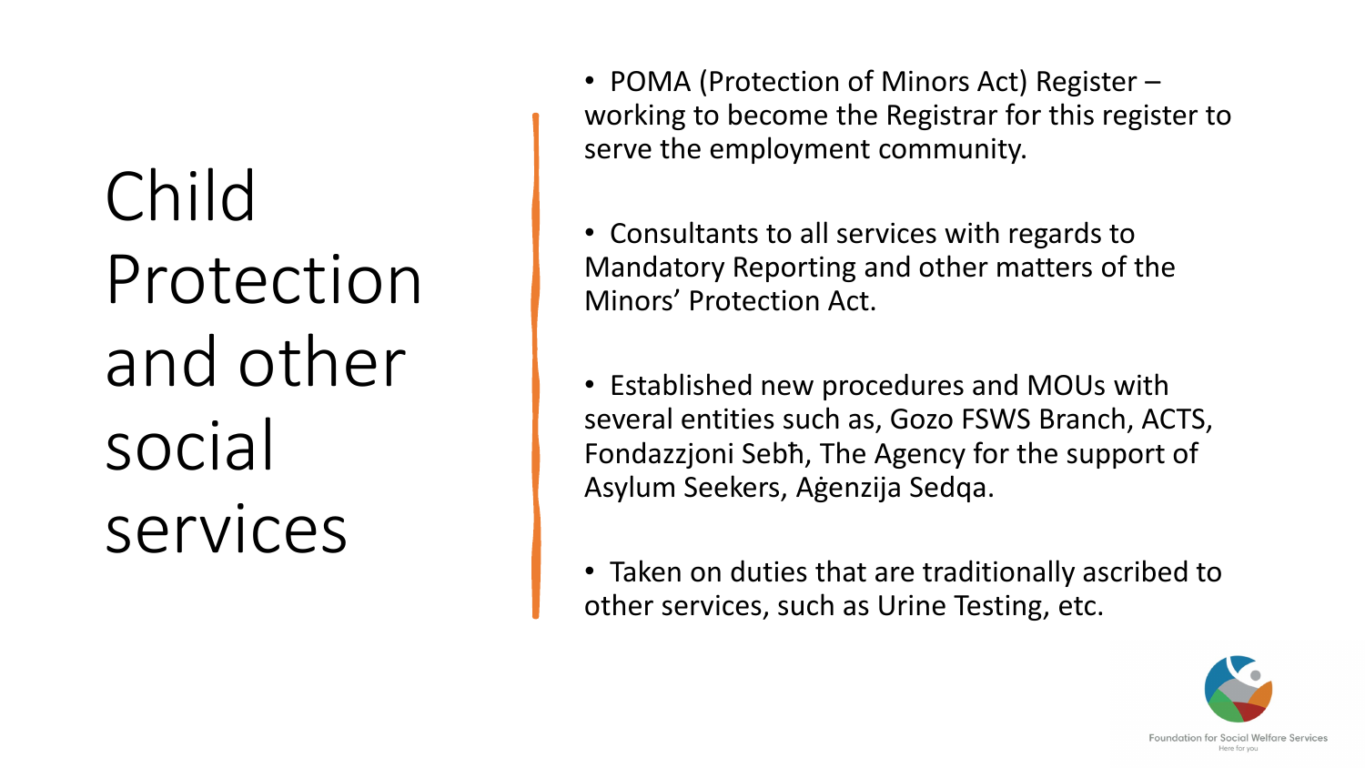# Child Protection and other social services

- POMA (Protection of Minors Act) Register – working to become the Registrar for this register to serve the employment community.
- Consultants to all services with regards to Mandatory Reporting and other matters of the Minors' Protection Act.
- Established new procedures and MOUs with several entities such as, Gozo FSWS Branch, ACTS, Fondazzjoni Sebħ, The Agency for the support of Asylum Seekers, Aġenzija Sedqa.
- Taken on duties that are traditionally ascribed to other services, such as Urine Testing, etc.

Foundation for Social Welfare Services
Here for you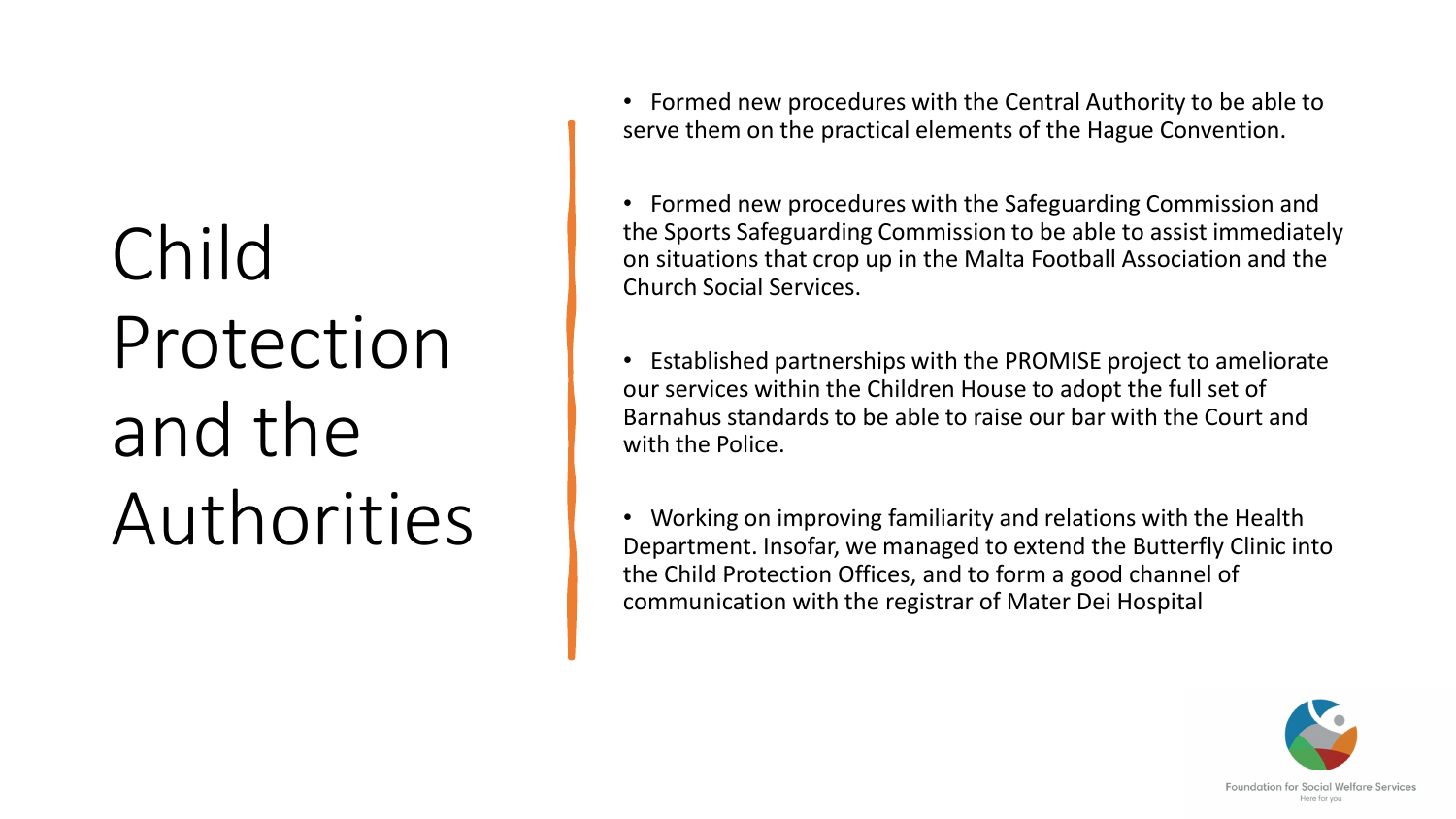# Child Protection and the Authorities

- Formed new procedures with the Central Authority to be able to serve them on the practical elements of the Hague Convention.
- Formed new procedures with the Safeguarding Commission and the Sports Safeguarding Commission to be able to assist immediately on situations that crop up in the Malta Football Association and the Church Social Services.
- Established partnerships with the PROMISE project to ameliorate our services within the Children House to adopt the full set of Barnahus standards to be able to raise our bar with the Court and with the Police.
- Working on improving familiarity and relations with the Health Department. Insofar, we managed to extend the Butterfly Clinic into the Child Protection Offices, and to form a good channel of communication with the registrar of Mater Dei Hospital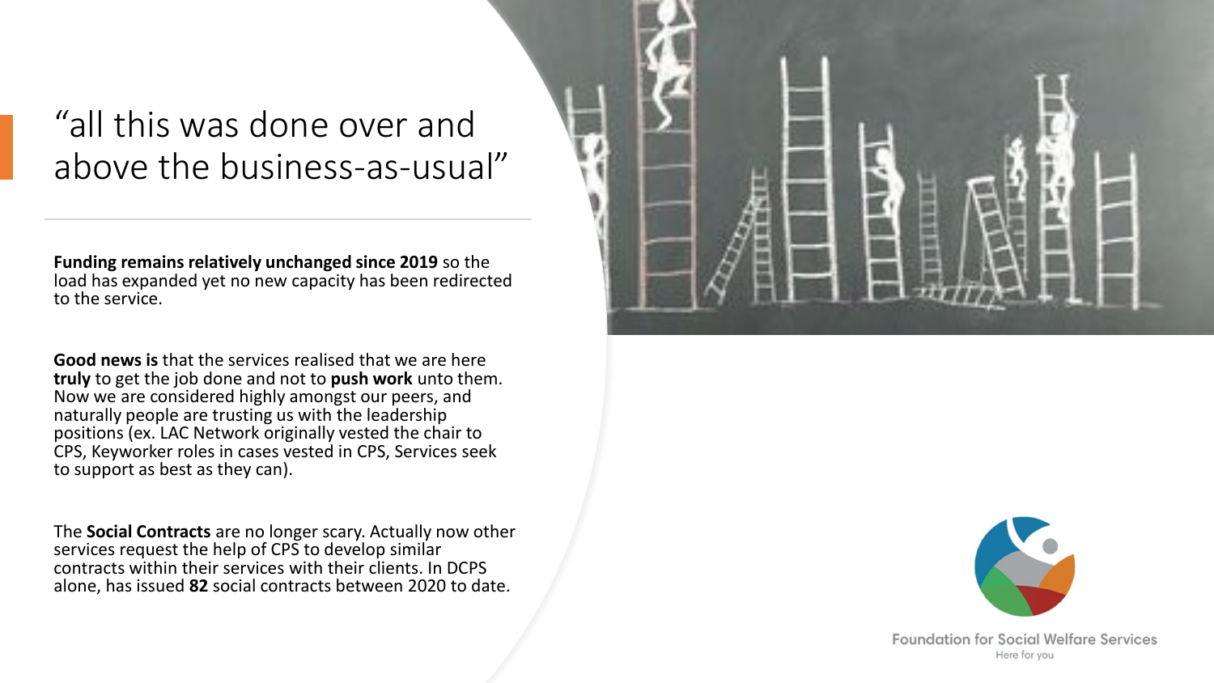# "all this was done over and above the business-as-usual"

**Funding remains relatively unchanged since 2019** so the load has expanded yet no new capacity has been redirected to the service.

**Good news is** that the services realised that we are here **truly** to get the job done and not to **push work** unto them. Now we are considered highly amongst our peers, and naturally people are trusting us with the leadership positions (ex. LAC Network originally vested the chair to CPS, Keyworker roles in cases vested in CPS, Services seek to support as best as they can).

The **Social Contracts** are no longer scary. Actually now other services request the help of CPS to develop similar contracts within their services with their clients. In DCPS alone, has issued **82** social contracts between 2020 to date.

Foundation for Social Welfare Services
Here for you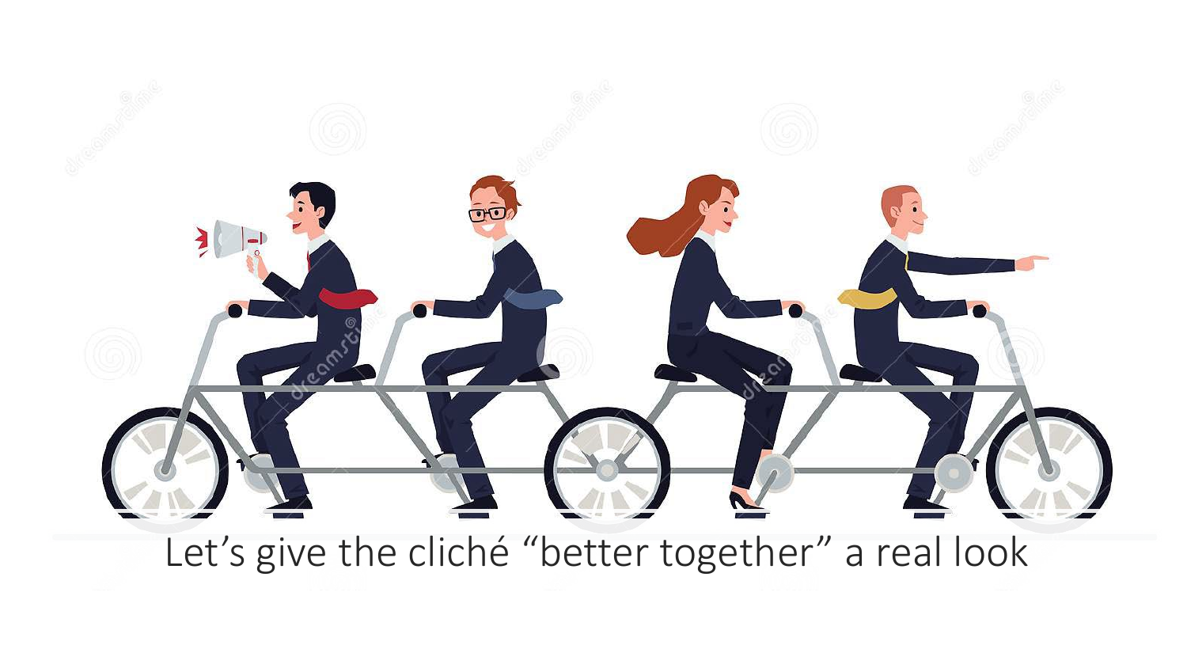Let’s give the cliché “better together” a real look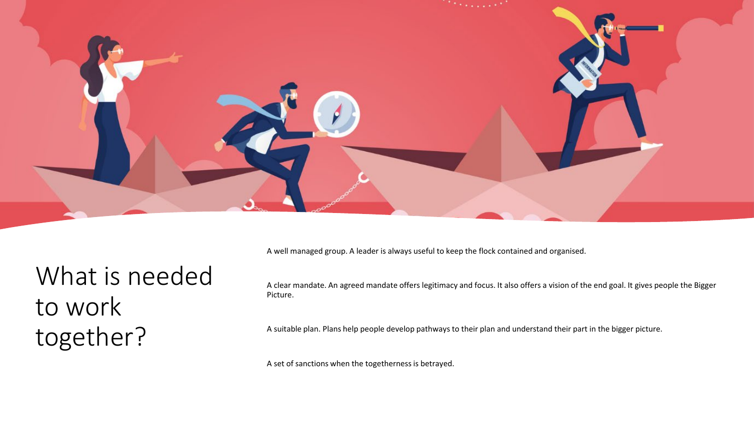# What is needed to work together?

A well managed group. A leader is always useful to keep the flock contained and organised.

A clear mandate. An agreed mandate offers legitimacy and focus. It also offers a vision of the end goal. It gives people the Bigger Picture.

A suitable plan. Plans help people develop pathways to their plan and understand their part in the bigger picture.

A set of sanctions when the togetherness is betrayed.